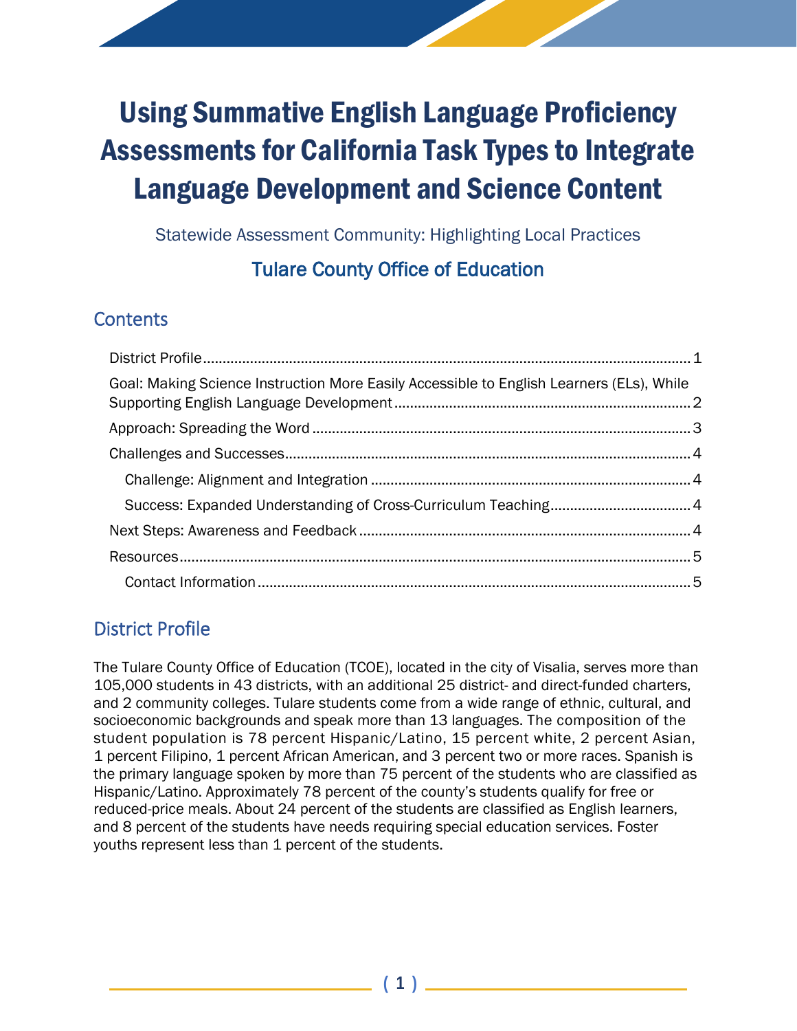# Using Summative English Language Proficiency Assessments for California Task Types to Integrate Language Development and Science Content

Statewide Assessment Community: Highlighting Local Practices

## Tulare County Office of Education

## Contents

- District Profile ..... 1
- Goal: Making Science Instruction More Easily Accessible to English Learners (ELs), While Supporting English Language Development ..... 2
- Approach: Spreading the Word ..... 3
- Challenges and Successes ..... 4
  - Challenge: Alignment and Integration ..... 4
  - Success: Expanded Understanding of Cross-Curriculum Teaching ..... 4
- Next Steps: Awareness and Feedback ..... 4
- Resources ..... 5
  - Contact Information ..... 5

## District Profile

The Tulare County Office of Education (TCOE), located in the city of Visalia, serves more than 105,000 students in 43 districts, with an additional 25 district- and direct-funded charters, and 2 community colleges. Tulare students come from a wide range of ethnic, cultural, and socioeconomic backgrounds and speak more than 13 languages. The composition of the student population is 78 percent Hispanic/Latino, 15 percent white, 2 percent Asian, 1 percent Filipino, 1 percent African American, and 3 percent two or more races. Spanish is the primary language spoken by more than 75 percent of the students who are classified as Hispanic/Latino. Approximately 78 percent of the county's students qualify for free or reduced-price meals. About 24 percent of the students are classified as English learners, and 8 percent of the students have needs requiring special education services. Foster youths represent less than 1 percent of the students.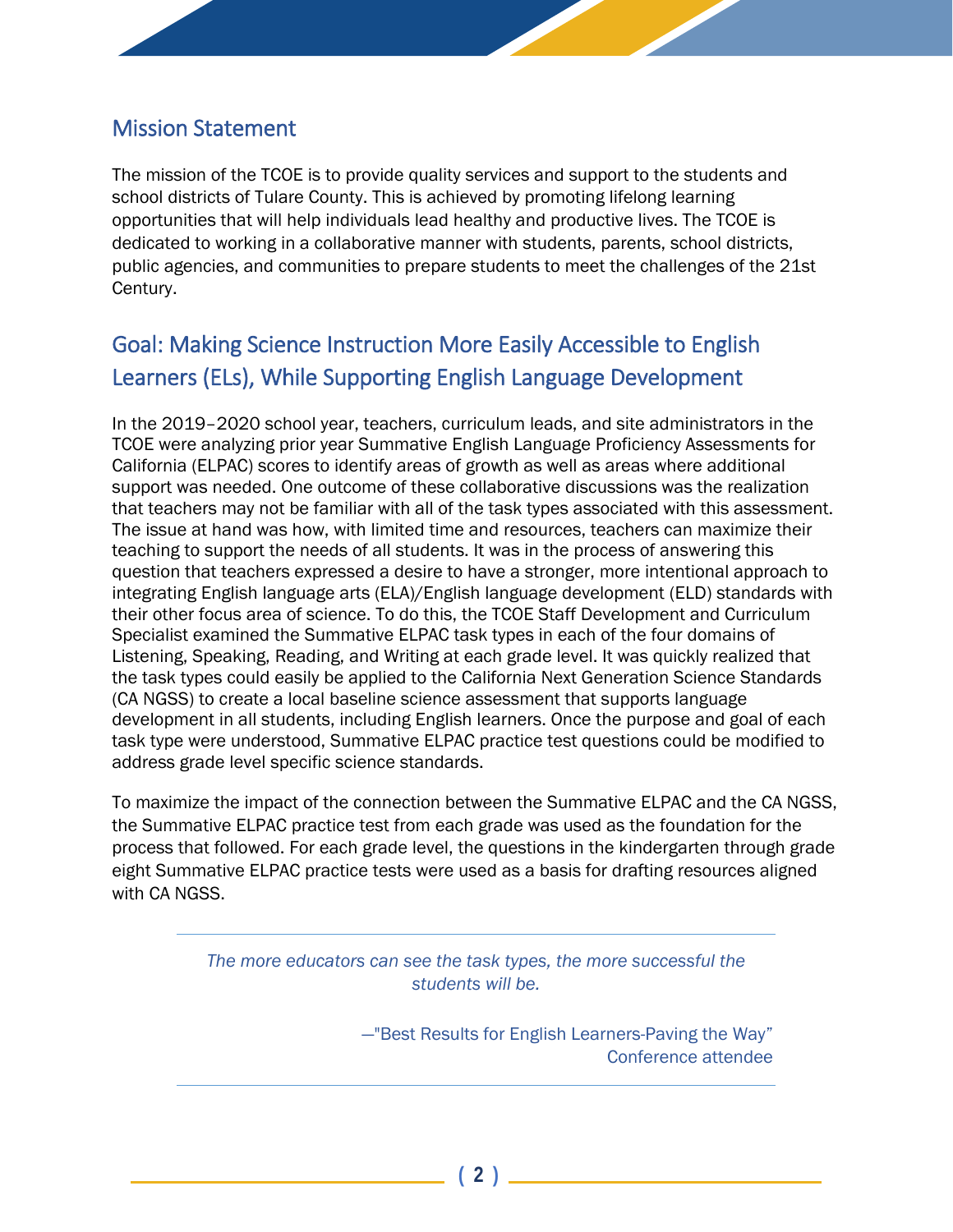## Mission Statement

The mission of the TCOE is to provide quality services and support to the students and school districts of Tulare County. This is achieved by promoting lifelong learning opportunities that will help individuals lead healthy and productive lives. The TCOE is dedicated to working in a collaborative manner with students, parents, school districts, public agencies, and communities to prepare students to meet the challenges of the 21st Century.

## Goal: Making Science Instruction More Easily Accessible to English Learners (ELs), While Supporting English Language Development

In the 2019–2020 school year, teachers, curriculum leads, and site administrators in the TCOE were analyzing prior year Summative English Language Proficiency Assessments for California (ELPAC) scores to identify areas of growth as well as areas where additional support was needed. One outcome of these collaborative discussions was the realization that teachers may not be familiar with all of the task types associated with this assessment. The issue at hand was how, with limited time and resources, teachers can maximize their teaching to support the needs of all students. It was in the process of answering this question that teachers expressed a desire to have a stronger, more intentional approach to integrating English language arts (ELA)/English language development (ELD) standards with their other focus area of science. To do this, the TCOE Staff Development and Curriculum Specialist examined the Summative ELPAC task types in each of the four domains of Listening, Speaking, Reading, and Writing at each grade level. It was quickly realized that the task types could easily be applied to the California Next Generation Science Standards (CA NGSS) to create a local baseline science assessment that supports language development in all students, including English learners. Once the purpose and goal of each task type were understood, Summative ELPAC practice test questions could be modified to address grade level specific science standards.

To maximize the impact of the connection between the Summative ELPAC and the CA NGSS, the Summative ELPAC practice test from each grade was used as the foundation for the process that followed. For each grade level, the questions in the kindergarten through grade eight Summative ELPAC practice tests were used as a basis for drafting resources aligned with CA NGSS.

---

*The more educators can see the task types, the more successful the students will be.*

—"Best Results for English Learners-Paving the Way" Conference attendee

---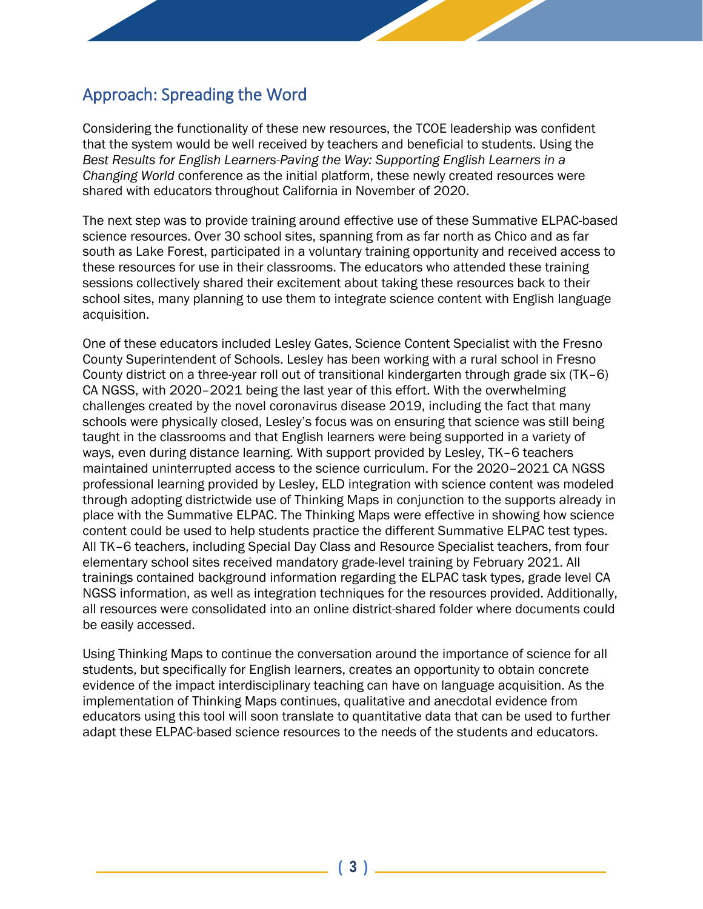## Approach: Spreading the Word

Considering the functionality of these new resources, the TCOE leadership was confident that the system would be well received by teachers and beneficial to students. Using the *Best Results for English Learners-Paving the Way: Supporting English Learners in a Changing World* conference as the initial platform, these newly created resources were shared with educators throughout California in November of 2020.

The next step was to provide training around effective use of these Summative ELPAC-based science resources. Over 30 school sites, spanning from as far north as Chico and as far south as Lake Forest, participated in a voluntary training opportunity and received access to these resources for use in their classrooms. The educators who attended these training sessions collectively shared their excitement about taking these resources back to their school sites, many planning to use them to integrate science content with English language acquisition.

One of these educators included Lesley Gates, Science Content Specialist with the Fresno County Superintendent of Schools. Lesley has been working with a rural school in Fresno County district on a three-year roll out of transitional kindergarten through grade six (TK–6) CA NGSS, with 2020–2021 being the last year of this effort. With the overwhelming challenges created by the novel coronavirus disease 2019, including the fact that many schools were physically closed, Lesley's focus was on ensuring that science was still being taught in the classrooms and that English learners were being supported in a variety of ways, even during distance learning. With support provided by Lesley, TK–6 teachers maintained uninterrupted access to the science curriculum. For the 2020–2021 CA NGSS professional learning provided by Lesley, ELD integration with science content was modeled through adopting districtwide use of Thinking Maps in conjunction to the supports already in place with the Summative ELPAC. The Thinking Maps were effective in showing how science content could be used to help students practice the different Summative ELPAC test types. All TK–6 teachers, including Special Day Class and Resource Specialist teachers, from four elementary school sites received mandatory grade-level training by February 2021. All trainings contained background information regarding the ELPAC task types, grade level CA NGSS information, as well as integration techniques for the resources provided. Additionally, all resources were consolidated into an online district-shared folder where documents could be easily accessed.

Using Thinking Maps to continue the conversation around the importance of science for all students, but specifically for English learners, creates an opportunity to obtain concrete evidence of the impact interdisciplinary teaching can have on language acquisition. As the implementation of Thinking Maps continues, qualitative and anecdotal evidence from educators using this tool will soon translate to quantitative data that can be used to further adapt these ELPAC-based science resources to the needs of the students and educators.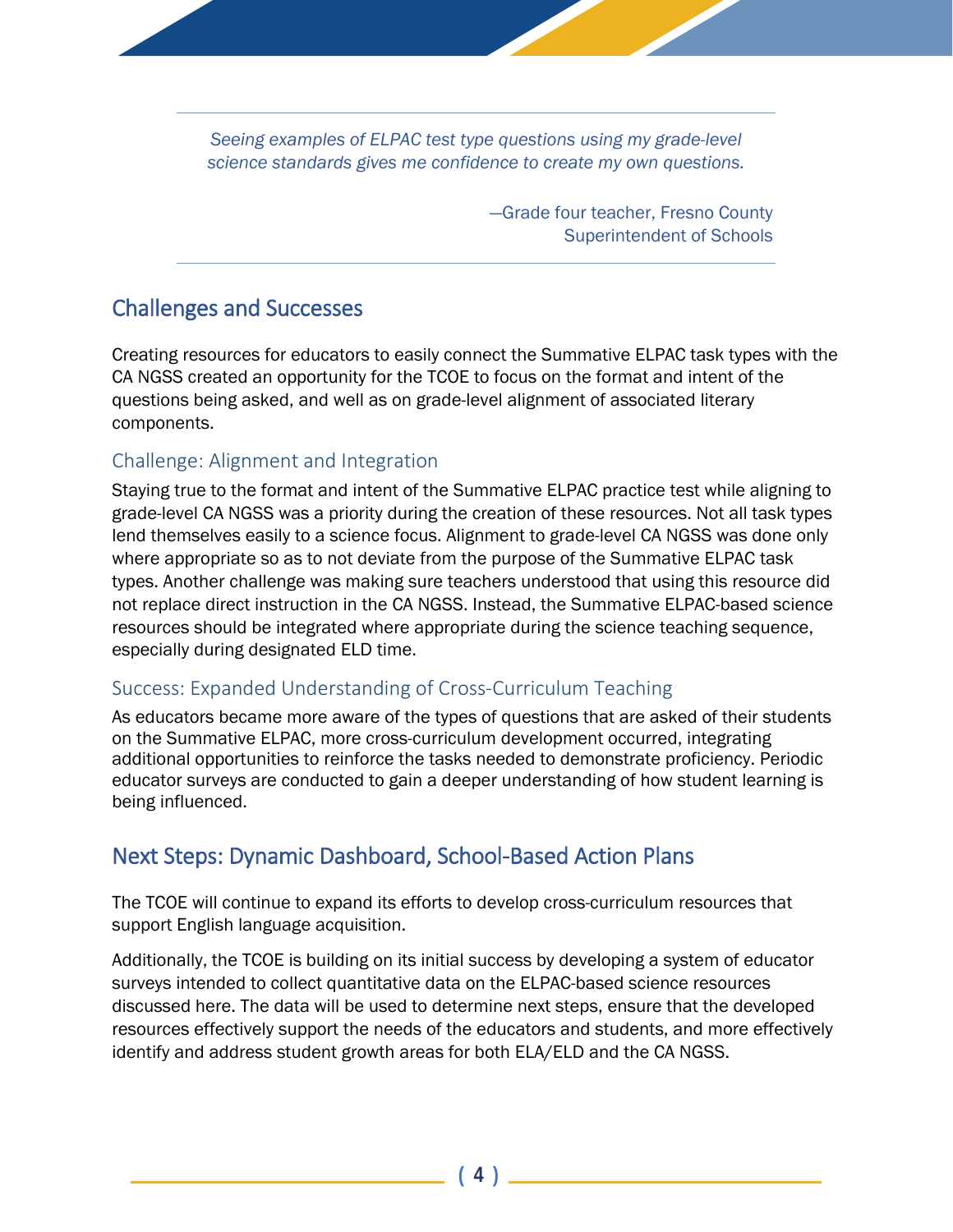> *Seeing examples of ELPAC test type questions using my grade-level science standards gives me confidence to create my own questions.*
>
> —Grade four teacher, Fresno County Superintendent of Schools

## Challenges and Successes

Creating resources for educators to easily connect the Summative ELPAC task types with the CA NGSS created an opportunity for the TCOE to focus on the format and intent of the questions being asked, and well as on grade-level alignment of associated literary components.

### Challenge: Alignment and Integration

Staying true to the format and intent of the Summative ELPAC practice test while aligning to grade-level CA NGSS was a priority during the creation of these resources. Not all task types lend themselves easily to a science focus. Alignment to grade-level CA NGSS was done only where appropriate so as to not deviate from the purpose of the Summative ELPAC task types. Another challenge was making sure teachers understood that using this resource did not replace direct instruction in the CA NGSS. Instead, the Summative ELPAC-based science resources should be integrated where appropriate during the science teaching sequence, especially during designated ELD time.

### Success: Expanded Understanding of Cross-Curriculum Teaching

As educators became more aware of the types of questions that are asked of their students on the Summative ELPAC, more cross-curriculum development occurred, integrating additional opportunities to reinforce the tasks needed to demonstrate proficiency. Periodic educator surveys are conducted to gain a deeper understanding of how student learning is being influenced.

## Next Steps: Dynamic Dashboard, School-Based Action Plans

The TCOE will continue to expand its efforts to develop cross-curriculum resources that support English language acquisition.

Additionally, the TCOE is building on its initial success by developing a system of educator surveys intended to collect quantitative data on the ELPAC-based science resources discussed here. The data will be used to determine next steps, ensure that the developed resources effectively support the needs of the educators and students, and more effectively identify and address student growth areas for both ELA/ELD and the CA NGSS.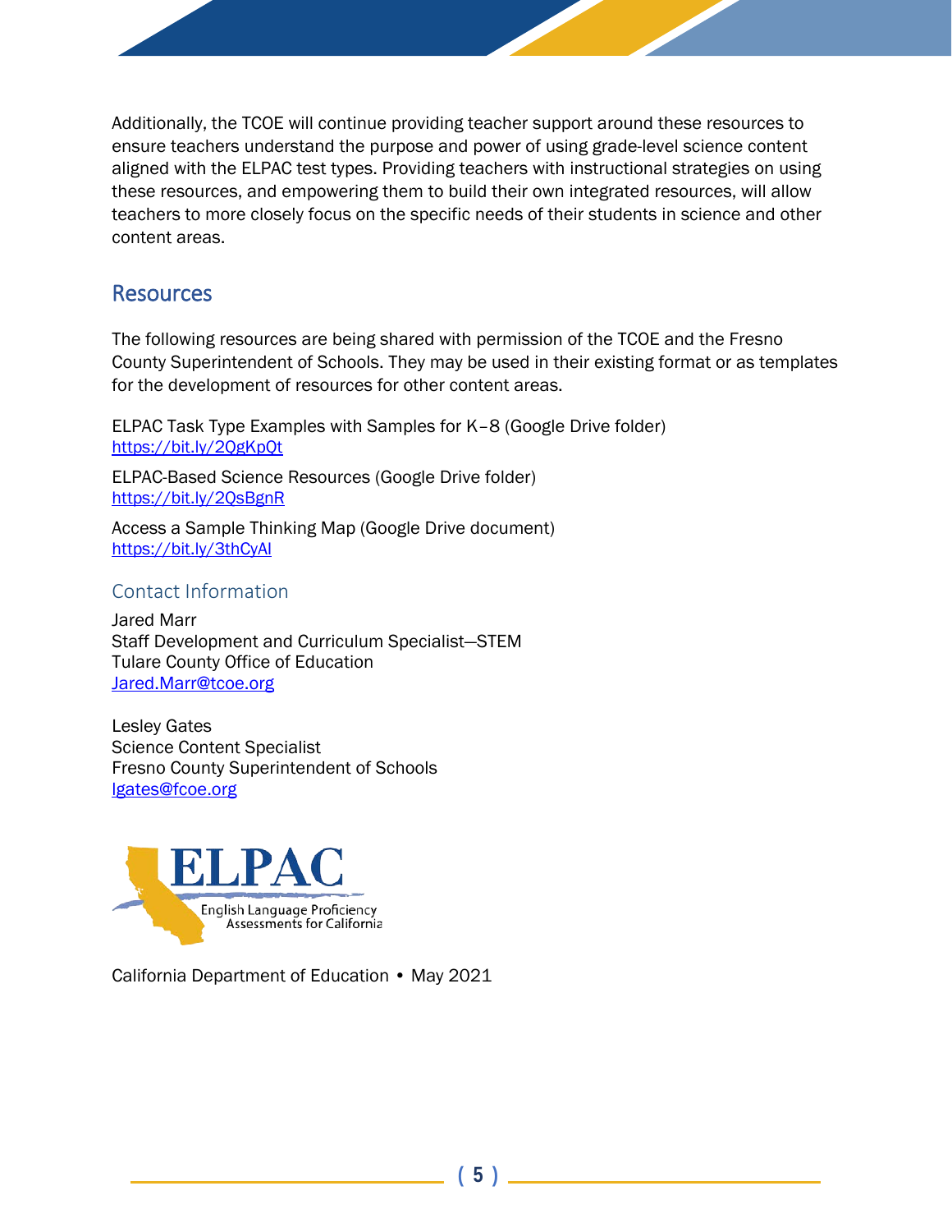Additionally, the TCOE will continue providing teacher support around these resources to ensure teachers understand the purpose and power of using grade-level science content aligned with the ELPAC test types. Providing teachers with instructional strategies on using these resources, and empowering them to build their own integrated resources, will allow teachers to more closely focus on the specific needs of their students in science and other content areas.

## Resources

The following resources are being shared with permission of the TCOE and the Fresno County Superintendent of Schools. They may be used in their existing format or as templates for the development of resources for other content areas.

ELPAC Task Type Examples with Samples for K–8 (Google Drive folder)
https://bit.ly/2QgKpQt

ELPAC-Based Science Resources (Google Drive folder)
https://bit.ly/2QsBgnR

Access a Sample Thinking Map (Google Drive document)
https://bit.ly/3thCyAl

### Contact Information

Jared Marr
Staff Development and Curriculum Specialist—STEM
Tulare County Office of Education
Jared.Marr@tcoe.org

Lesley Gates
Science Content Specialist
Fresno County Superintendent of Schools
lgates@fcoe.org

ELPAC
English Language Proficiency Assessments for California

California Department of Education • May 2021